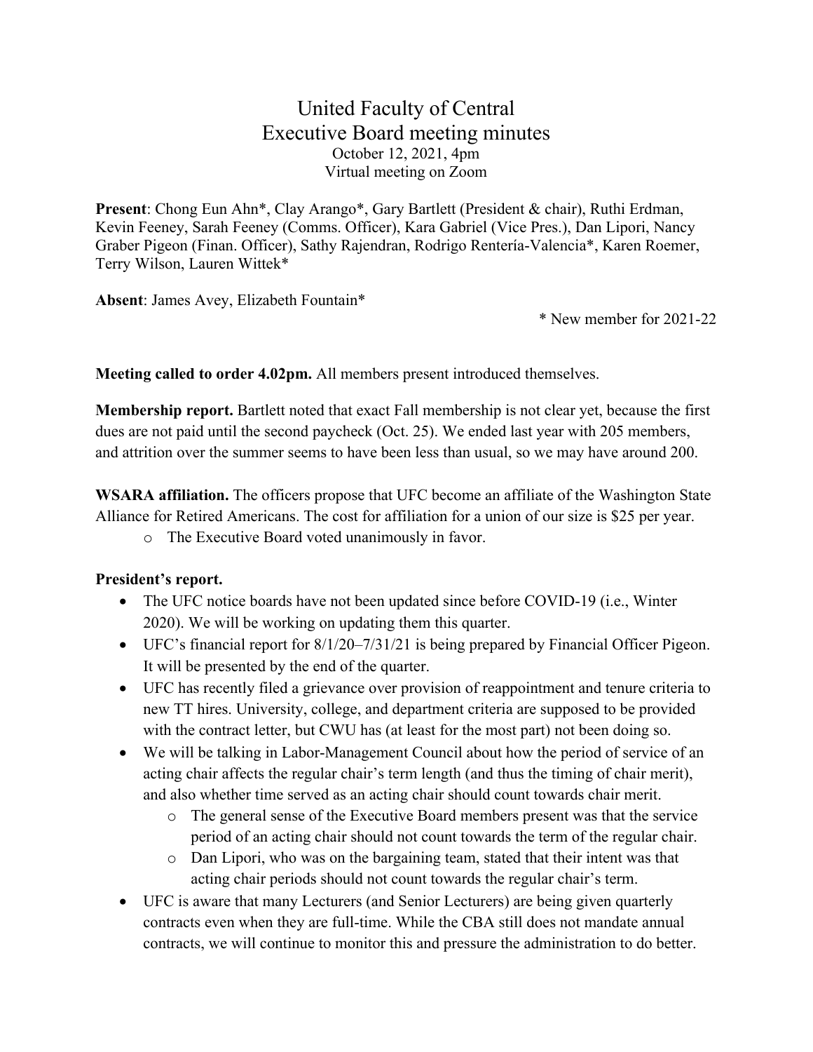# United Faculty of Central
## Executive Board meeting minutes

October 12, 2021, 4pm
Virtual meeting on Zoom

**Present**: Chong Eun Ahn*, Clay Arango*, Gary Bartlett (President & chair), Ruthi Erdman, Kevin Feeney, Sarah Feeney (Comms. Officer), Kara Gabriel (Vice Pres.), Dan Lipori, Nancy Graber Pigeon (Finan. Officer), Sathy Rajendran, Rodrigo Rentería-Valencia*, Karen Roemer, Terry Wilson, Lauren Wittek*

**Absent**: James Avey, Elizabeth Fountain*

\* New member for 2021-22

**Meeting called to order 4.02pm.** All members present introduced themselves.

**Membership report.** Bartlett noted that exact Fall membership is not clear yet, because the first dues are not paid until the second paycheck (Oct. 25). We ended last year with 205 members, and attrition over the summer seems to have been less than usual, so we may have around 200.

**WSARA affiliation.** The officers propose that UFC become an affiliate of the Washington State Alliance for Retired Americans. The cost for affiliation for a union of our size is $25 per year.

- The Executive Board voted unanimously in favor.

**President's report.**

- The UFC notice boards have not been updated since before COVID-19 (i.e., Winter 2020). We will be working on updating them this quarter.
- UFC's financial report for 8/1/20–7/31/21 is being prepared by Financial Officer Pigeon. It will be presented by the end of the quarter.
- UFC has recently filed a grievance over provision of reappointment and tenure criteria to new TT hires. University, college, and department criteria are supposed to be provided with the contract letter, but CWU has (at least for the most part) not been doing so.
- We will be talking in Labor-Management Council about how the period of service of an acting chair affects the regular chair's term length (and thus the timing of chair merit), and also whether time served as an acting chair should count towards chair merit.
  - The general sense of the Executive Board members present was that the service period of an acting chair should not count towards the term of the regular chair.
  - Dan Lipori, who was on the bargaining team, stated that their intent was that acting chair periods should not count towards the regular chair's term.
- UFC is aware that many Lecturers (and Senior Lecturers) are being given quarterly contracts even when they are full-time. While the CBA still does not mandate annual contracts, we will continue to monitor this and pressure the administration to do better.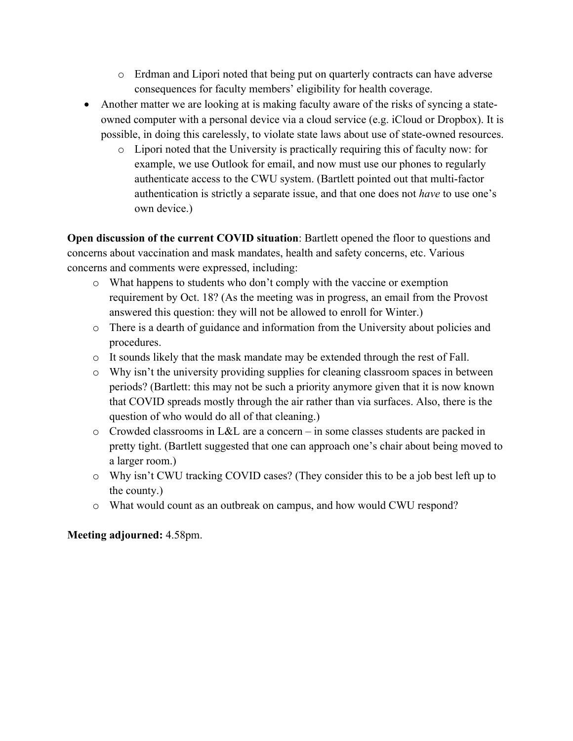- Erdman and Lipori noted that being put on quarterly contracts can have adverse consequences for faculty members' eligibility for health coverage.
- Another matter we are looking at is making faculty aware of the risks of syncing a state-owned computer with a personal device via a cloud service (e.g. iCloud or Dropbox). It is possible, in doing this carelessly, to violate state laws about use of state-owned resources.
    - Lipori noted that the University is practically requiring this of faculty now: for example, we use Outlook for email, and now must use our phones to regularly authenticate access to the CWU system. (Bartlett pointed out that multi-factor authentication is strictly a separate issue, and that one does not *have* to use one's own device.)

**Open discussion of the current COVID situation**: Bartlett opened the floor to questions and concerns about vaccination and mask mandates, health and safety concerns, etc. Various concerns and comments were expressed, including:

- What happens to students who don't comply with the vaccine or exemption requirement by Oct. 18? (As the meeting was in progress, an email from the Provost answered this question: they will not be allowed to enroll for Winter.)
- There is a dearth of guidance and information from the University about policies and procedures.
- It sounds likely that the mask mandate may be extended through the rest of Fall.
- Why isn't the university providing supplies for cleaning classroom spaces in between periods? (Bartlett: this may not be such a priority anymore given that it is now known that COVID spreads mostly through the air rather than via surfaces. Also, there is the question of who would do all of that cleaning.)
- Crowded classrooms in L&L are a concern – in some classes students are packed in pretty tight. (Bartlett suggested that one can approach one's chair about being moved to a larger room.)
- Why isn't CWU tracking COVID cases? (They consider this to be a job best left up to the county.)
- What would count as an outbreak on campus, and how would CWU respond?

**Meeting adjourned:** 4.58pm.